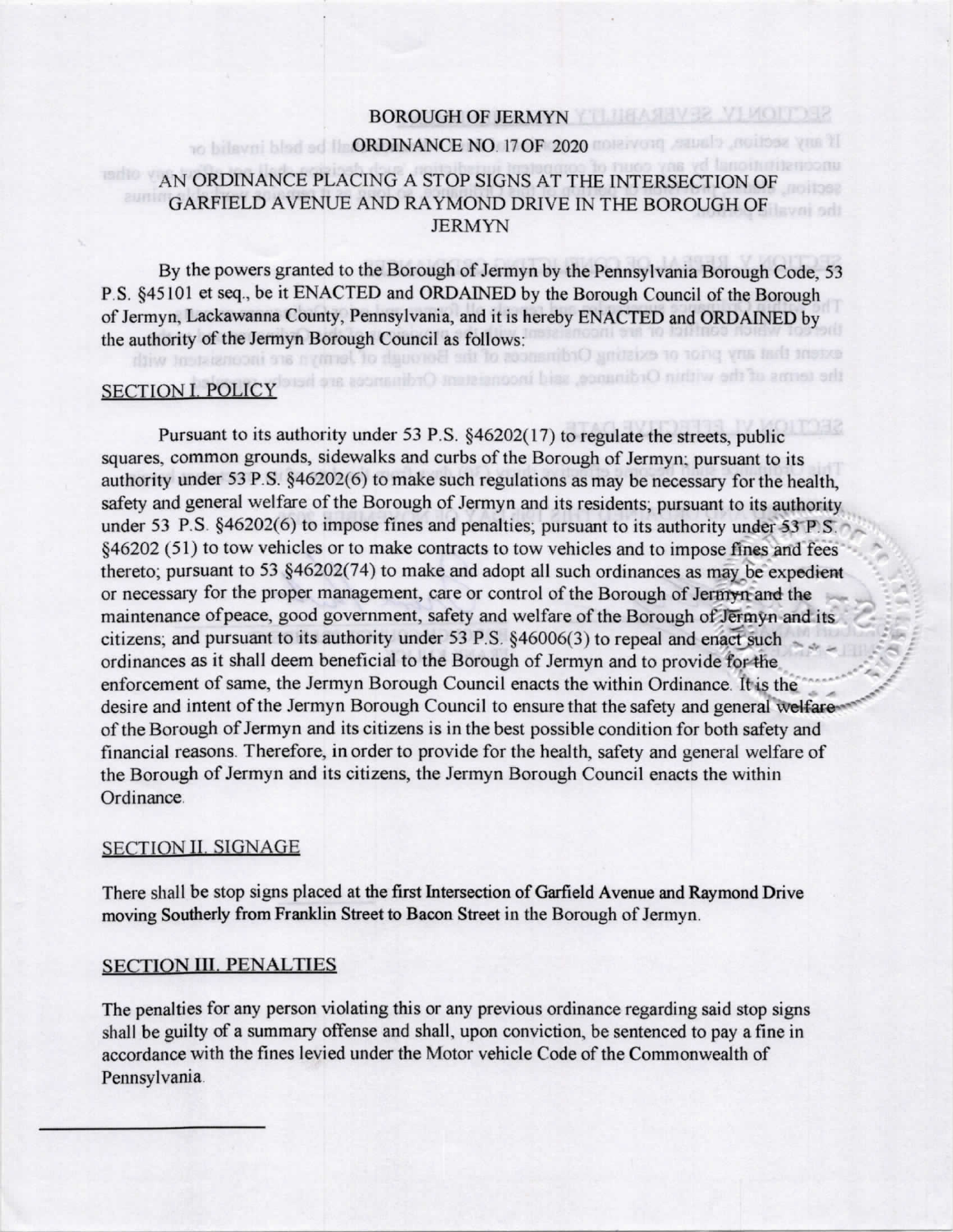BOROUGH OF JERMYN

ORDINANCE NO. 17 OF 2020

AN ORDINANCE PLACING A STOP SIGNS AT THE INTERSECTION OF GARFIELD AVENUE AND RAYMOND DRIVE IN THE BOROUGH OF JERMYN

By the powers granted to the Borough of Jermyn by the Pennsylvania Borough Code, 53 P.S. §45101 et seq., be it ENACTED and ORDAINED by the Borough Council of the Borough of Jermyn, Lackawanna County, Pennsylvania, and it is hereby ENACTED and ORDAINED by the authority of the Jermyn Borough Council as follows:

## SECTION I. POLICY

Pursuant to its authority under 53 P.S. §46202(17) to regulate the streets, public squares, common grounds, sidewalks and curbs of the Borough of Jermyn; pursuant to its authority under 53 P.S. §46202(6) to make such regulations as may be necessary for the health, safety and general welfare of the Borough of Jermyn and its residents; pursuant to its authority under 53 P.S. §46202(6) to impose fines and penalties; pursuant to its authority under 53 P.S. §46202 (51) to tow vehicles or to make contracts to tow vehicles and to impose fines and fees thereto; pursuant to 53 §46202(74) to make and adopt all such ordinances as may be expedient or necessary for the proper management, care or control of the Borough of Jermyn and the maintenance of peace, good government, safety and welfare of the Borough of Jermyn and its citizens; and pursuant to its authority under 53 P.S. §46006(3) to repeal and enact such ordinances as it shall deem beneficial to the Borough of Jermyn and to provide for the enforcement of same, the Jermyn Borough Council enacts the within Ordinance. It is the desire and intent of the Jermyn Borough Council to ensure that the safety and general welfare of the Borough of Jermyn and its citizens is in the best possible condition for both safety and financial reasons. Therefore, in order to provide for the health, safety and general welfare of the Borough of Jermyn and its citizens, the Jermyn Borough Council enacts the within Ordinance.

## SECTION II. SIGNAGE

There shall be stop signs placed at the first Intersection of Garfield Avenue and Raymond Drive moving Southerly from Franklin Street to Bacon Street in the Borough of Jermyn.

## SECTION III. PENALTIES

The penalties for any person violating this or any previous ordinance regarding said stop signs shall be guilty of a summary offense and shall, upon conviction, be sentenced to pay a fine in accordance with the fines levied under the Motor vehicle Code of the Commonwealth of Pennsylvania.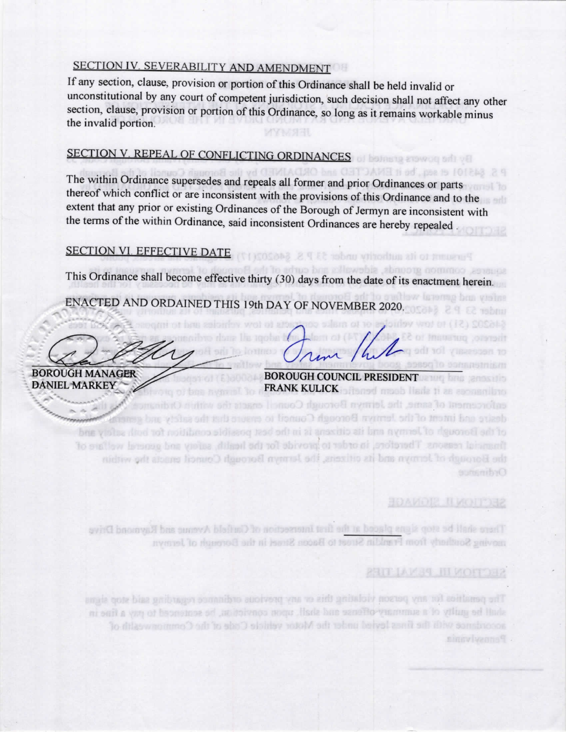## SECTION IV. SEVERABILITY AND AMENDMENT

If any section, clause, provision or portion of this Ordinance shall be held invalid or unconstitutional by any court of competent jurisdiction, such decision shall not affect any other section, clause, provision or portion of this Ordinance, so long as it remains workable minus the invalid portion.

## SECTION V. REPEAL OF CONFLICTING ORDINANCES

The within Ordinance supersedes and repeals all former and prior Ordinances or parts thereof which conflict or are inconsistent with the provisions of this Ordinance and to the extent that any prior or existing Ordinances of the Borough of Jermyn are inconsistent with the terms of the within Ordinance, said inconsistent Ordinances are hereby repealed.

## SECTION VI. EFFECTIVE DATE

This Ordinance shall become effective thirty (30) days from the date of its enactment herein.

ENACTED AND ORDAINED THIS 19th DAY OF NOVEMBER 2020.

BOROUGH MANAGER
DANIEL MARKEY

BOROUGH COUNCIL PRESIDENT
FRANK KULICK